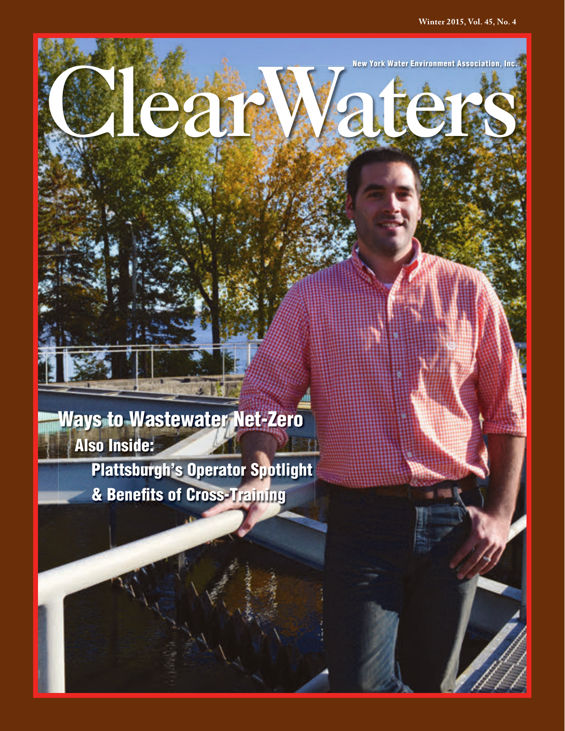Winter 2015, Vol. 45, No. 4

New York Water Environment Association, Inc.

# Clear Waters

## Ways to Wastewater Net-Zero

### Also Inside:

### Plattsburgh's Operator Spotlight

### & Benefits of Cross-Training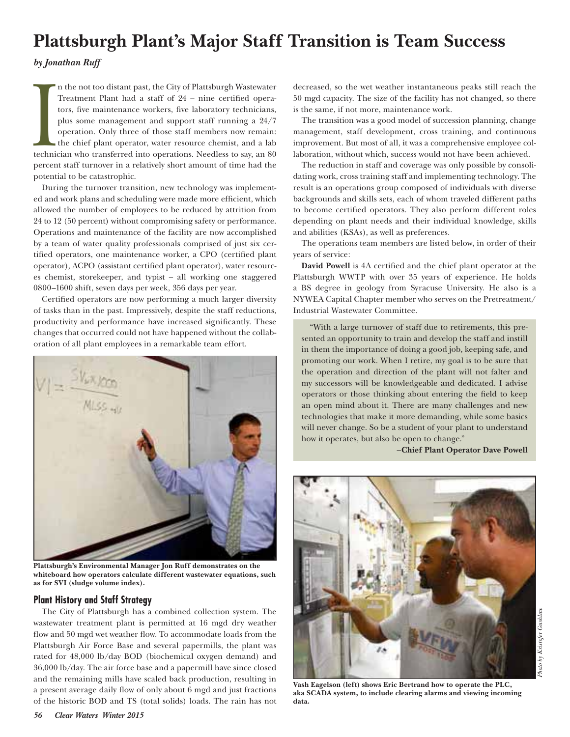# Plattsburgh Plant's Major Staff Transition is Team Success

*by Jonathan Ruff*

In the not too distant past, the City of Plattsburgh Wastewater Treatment Plant had a staff of 24 – nine certified operators, five maintenance workers, five laboratory technicians, plus some management and support staff running a 24/7 operation. Only three of those staff members now remain: the chief plant operator, water resource chemist, and a lab technician who transferred into operations. Needless to say, an 80 percent staff turnover in a relatively short amount of time had the potential to be catastrophic.

During the turnover transition, new technology was implemented and work plans and scheduling were made more efficient, which allowed the number of employees to be reduced by attrition from 24 to 12 (50 percent) without compromising safety or performance. Operations and maintenance of the facility are now accomplished by a team of water quality professionals comprised of just six certified operators, one maintenance worker, a CPO (certified plant operator), ACPO (assistant certified plant operator), water resources chemist, storekeeper, and typist – all working one staggered 0800–1600 shift, seven days per week, 356 days per year.

Certified operators are now performing a much larger diversity of tasks than in the past. Impressively, despite the staff reductions, productivity and performance have increased significantly. These changes that occurred could not have happened without the collaboration of all plant employees in a remarkable team effort.

**Plattsburgh's Environmental Manager Jon Ruff demonstrates on the whiteboard how operators calculate different wastewater equations, such as for SVI (sludge volume index).**

## Plant History and Staff Strategy

The City of Plattsburgh has a combined collection system. The wastewater treatment plant is permitted at 16 mgd dry weather flow and 50 mgd wet weather flow. To accommodate loads from the Plattsburgh Air Force Base and several papermills, the plant was rated for 48,000 lb/day BOD (biochemical oxygen demand) and 36,000 lb/day. The air force base and a papermill have since closed and the remaining mills have scaled back production, resulting in a present average daily flow of only about 6 mgd and just fractions of the historic BOD and TS (total solids) loads. The rain has not decreased, so the wet weather instantaneous peaks still reach the 50 mgd capacity. The size of the facility has not changed, so there is the same, if not more, maintenance work.

The transition was a good model of succession planning, change management, staff development, cross training, and continuous improvement. But most of all, it was a comprehensive employee collaboration, without which, success would not have been achieved.

The reduction in staff and coverage was only possible by consolidating work, cross training staff and implementing technology. The result is an operations group composed of individuals with diverse backgrounds and skills sets, each of whom traveled different paths to become certified operators. They also perform different roles depending on plant needs and their individual knowledge, skills and abilities (KSAs), as well as preferences.

The operations team members are listed below, in order of their years of service:

**David Powell** is 4A certified and the chief plant operator at the Plattsburgh WWTP with over 35 years of experience. He holds a BS degree in geology from Syracuse University. He also is a NYWEA Capital Chapter member who serves on the Pretreatment/Industrial Wastewater Committee.

> "With a large turnover of staff due to retirements, this presented an opportunity to train and develop the staff and instill in them the importance of doing a good job, keeping safe, and promoting our work. When I retire, my goal is to be sure that the operation and direction of the plant will not falter and my successors will be knowledgeable and dedicated. I advise operators or those thinking about entering the field to keep an open mind about it. There are many challenges and new technologies that make it more demanding, while some basics will never change. So be a student of your plant to understand how it operates, but also be open to change."
>
> **–Chief Plant Operator Dave Powell**

*Photo by Kristofer Gushlaw*

**Vash Eagelson (left) shows Eric Bertrand how to operate the PLC, aka SCADA system, to include clearing alarms and viewing incoming data.**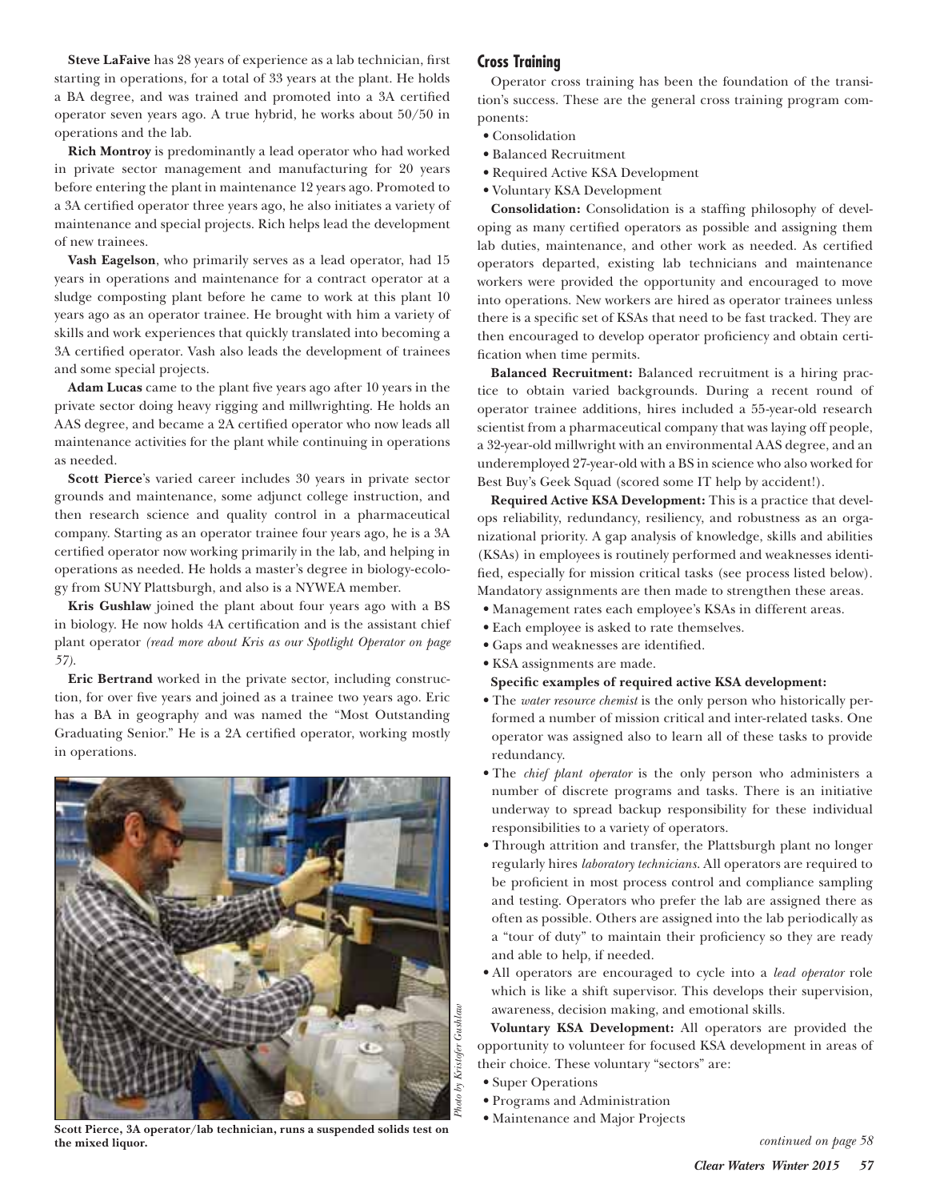**Steve LaFaive** has 28 years of experience as a lab technician, first starting in operations, for a total of 33 years at the plant. He holds a BA degree, and was trained and promoted into a 3A certified operator seven years ago. A true hybrid, he works about 50/50 in operations and the lab.

**Rich Montroy** is predominantly a lead operator who had worked in private sector management and manufacturing for 20 years before entering the plant in maintenance 12 years ago. Promoted to a 3A certified operator three years ago, he also initiates a variety of maintenance and special projects. Rich helps lead the development of new trainees.

**Vash Eagelson**, who primarily serves as a lead operator, had 15 years in operations and maintenance for a contract operator at a sludge composting plant before he came to work at this plant 10 years ago as an operator trainee. He brought with him a variety of skills and work experiences that quickly translated into becoming a 3A certified operator. Vash also leads the development of trainees and some special projects.

**Adam Lucas** came to the plant five years ago after 10 years in the private sector doing heavy rigging and millwrighting. He holds an AAS degree, and became a 2A certified operator who now leads all maintenance activities for the plant while continuing in operations as needed.

**Scott Pierce**'s varied career includes 30 years in private sector grounds and maintenance, some adjunct college instruction, and then research science and quality control in a pharmaceutical company. Starting as an operator trainee four years ago, he is a 3A certified operator now working primarily in the lab, and helping in operations as needed. He holds a master's degree in biology-ecology from SUNY Plattsburgh, and also is a NYWEA member.

**Kris Gushlaw** joined the plant about four years ago with a BS in biology. He now holds 4A certification and is the assistant chief plant operator *(read more about Kris as our Spotlight Operator on page 57).*

**Eric Bertrand** worked in the private sector, including construction, for over five years and joined as a trainee two years ago. Eric has a BA in geography and was named the "Most Outstanding Graduating Senior." He is a 2A certified operator, working mostly in operations.

*Photo by Kristofer Gushlaw*

**Scott Pierce, 3A operator/lab technician, runs a suspended solids test on the mixed liquor.**

## Cross Training

Operator cross training has been the foundation of the transition's success. These are the general cross training program components:

- Consolidation
- Balanced Recruitment
- Required Active KSA Development
- Voluntary KSA Development

**Consolidation:** Consolidation is a staffing philosophy of developing as many certified operators as possible and assigning them lab duties, maintenance, and other work as needed. As certified operators departed, existing lab technicians and maintenance workers were provided the opportunity and encouraged to move into operations. New workers are hired as operator trainees unless there is a specific set of KSAs that need to be fast tracked. They are then encouraged to develop operator proficiency and obtain certification when time permits.

**Balanced Recruitment:** Balanced recruitment is a hiring practice to obtain varied backgrounds. During a recent round of operator trainee additions, hires included a 55-year-old research scientist from a pharmaceutical company that was laying off people, a 32-year-old millwright with an environmental AAS degree, and an underemployed 27-year-old with a BS in science who also worked for Best Buy's Geek Squad (scored some IT help by accident!).

**Required Active KSA Development:** This is a practice that develops reliability, redundancy, resiliency, and robustness as an organizational priority. A gap analysis of knowledge, skills and abilities (KSAs) in employees is routinely performed and weaknesses identified, especially for mission critical tasks (see process listed below). Mandatory assignments are then made to strengthen these areas.

- Management rates each employee's KSAs in different areas.
- Each employee is asked to rate themselves.
- Gaps and weaknesses are identified.
- KSA assignments are made.

**Specific examples of required active KSA development:**

- The *water resource chemist* is the only person who historically performed a number of mission critical and inter-related tasks. One operator was assigned also to learn all of these tasks to provide redundancy.
- The *chief plant operator* is the only person who administers a number of discrete programs and tasks. There is an initiative underway to spread backup responsibility for these individual responsibilities to a variety of operators.
- Through attrition and transfer, the Plattsburgh plant no longer regularly hires *laboratory technicians*. All operators are required to be proficient in most process control and compliance sampling and testing. Operators who prefer the lab are assigned there as often as possible. Others are assigned into the lab periodically as a "tour of duty" to maintain their proficiency so they are ready and able to help, if needed.
- All operators are encouraged to cycle into a *lead operator* role which is like a shift supervisor. This develops their supervision, awareness, decision making, and emotional skills.

**Voluntary KSA Development:** All operators are provided the opportunity to volunteer for focused KSA development in areas of their choice. These voluntary "sectors" are:

- Super Operations
- Programs and Administration
- Maintenance and Major Projects

*continued on page 58*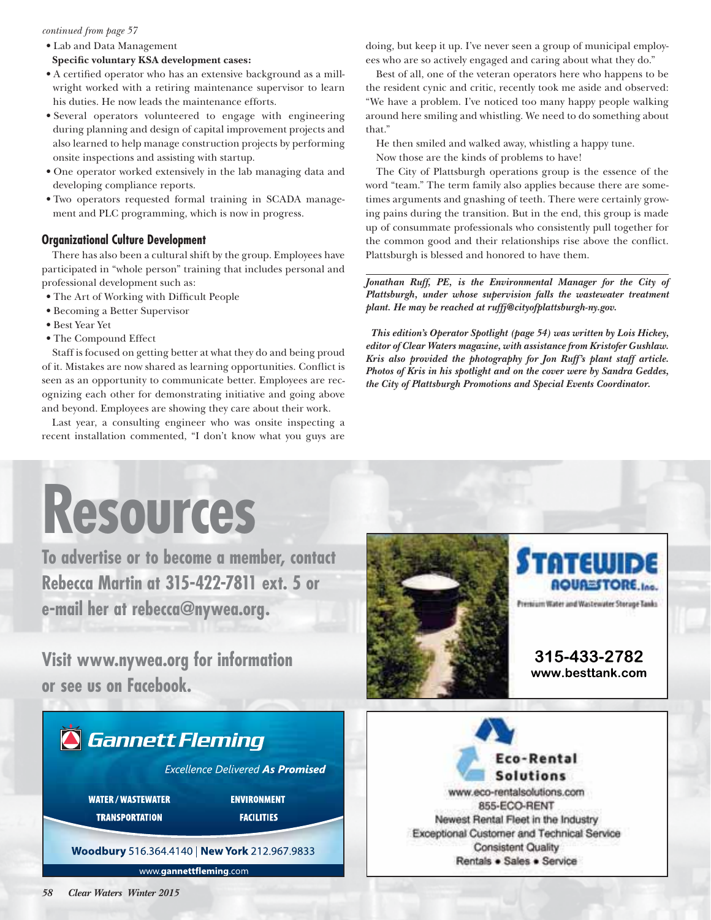*continued from page 57*

- Lab and Data Management

**Specific voluntary KSA development cases:**

- A certified operator who has an extensive background as a millwright worked with a retiring maintenance supervisor to learn his duties. He now leads the maintenance efforts.
- Several operators volunteered to engage with engineering during planning and design of capital improvement projects and also learned to help manage construction projects by performing onsite inspections and assisting with startup.
- One operator worked extensively in the lab managing data and developing compliance reports.
- Two operators requested formal training in SCADA management and PLC programming, which is now in progress.

### Organizational Culture Development

There has also been a cultural shift by the group. Employees have participated in "whole person" training that includes personal and professional development such as:

- The Art of Working with Difficult People
- Becoming a Better Supervisor
- Best Year Yet
- The Compound Effect

Staff is focused on getting better at what they do and being proud of it. Mistakes are now shared as learning opportunities. Conflict is seen as an opportunity to communicate better. Employees are recognizing each other for demonstrating initiative and going above and beyond. Employees are showing they care about their work.

Last year, a consulting engineer who was onsite inspecting a recent installation commented, "I don't know what you guys are doing, but keep it up. I've never seen a group of municipal employees who are so actively engaged and caring about what they do."

Best of all, one of the veteran operators here who happens to be the resident cynic and critic, recently took me aside and observed: "We have a problem. I've noticed too many happy people walking around here smiling and whistling. We need to do something about that."

He then smiled and walked away, whistling a happy tune.

Now those are the kinds of problems to have!

The City of Plattsburgh operations group is the essence of the word "team." The term family also applies because there are sometimes arguments and gnashing of teeth. There were certainly growing pains during the transition. But in the end, this group is made up of consummate professionals who consistently pull together for the common good and their relationships rise above the conflict. Plattsburgh is blessed and honored to have them.

---

***Jonathan Ruff, PE, is the Environmental Manager for the City of Plattsburgh, under whose supervision falls the wastewater treatment plant. He may be reached at ruffj@cityofplattsburgh-ny.gov.***

***This edition's Operator Spotlight (page 54) was written by Lois Hickey, editor of Clear Waters magazine, with assistance from Kristofer Gushlaw. Kris also provided the photography for Jon Ruff's plant staff article. Photos of Kris in his spotlight and on the cover were by Sandra Geddes, the City of Plattsburgh Promotions and Special Events Coordinator.***

# Resources

**To advertise or to become a member, contact Rebecca Martin at 315-422-7811 ext. 5 or e-mail her at rebecca@nywea.org.**

**Visit www.nywea.org for information or see us on Facebook.**

Statewide Aquastore, Inc.
Premium Water and Wastewater Storage Tanks
315-433-2782
www.besttank.com

Gannett Fleming
Excellence Delivered **As Promised**
WATER / WASTEWATER | ENVIRONMENT
TRANSPORTATION | FACILITIES
**Woodbury** 516.364.4140 | **New York** 212.967.9833
www.gannettfleming.com

Eco-Rental Solutions
www.eco-rentalsolutions.com
855-ECO-RENT
Newest Rental Fleet in the Industry
Exceptional Customer and Technical Service
Consistent Quality
Rentals • Sales • Service